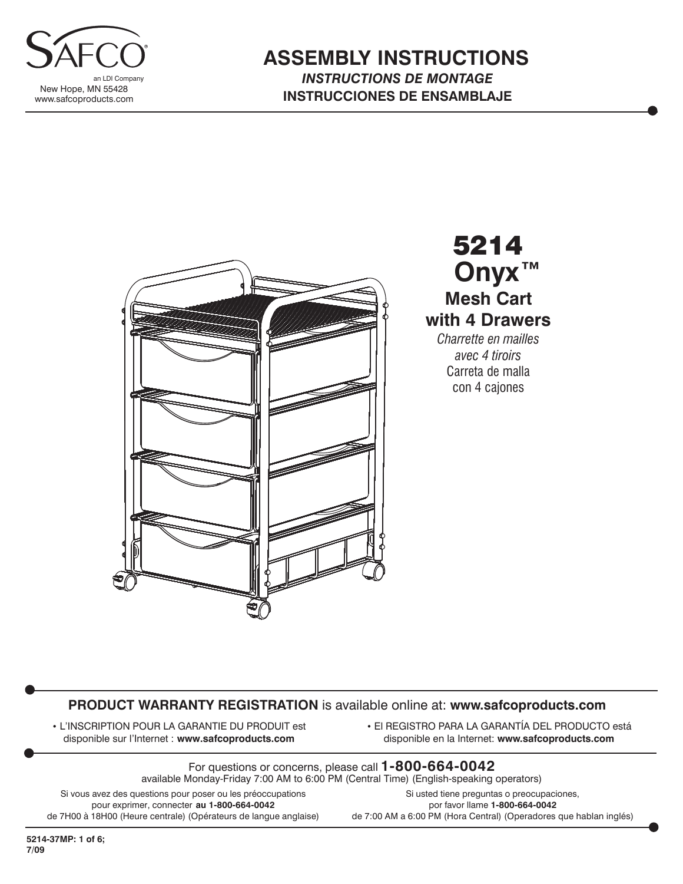SAFCO®

an LDI Company
New Hope, MN 55428
www.safcoproducts.com

# ASSEMBLY INSTRUCTIONS

***INSTRUCTIONS DE MONTAGE***

**INSTRUCCIONES DE ENSAMBLAJE**

## 5214 Onyx™

### Mesh Cart with 4 Drawers

*Charrette en mailles avec 4 tiroirs*

Carreta de malla con 4 cajones

**PRODUCT WARRANTY REGISTRATION** is available online at: **www.safcoproducts.com**

- L'INSCRIPTION POUR LA GARANTIE DU PRODUIT est disponible sur l'Internet : **www.safcoproducts.com**
- El REGISTRO PARA LA GARANTÍA DEL PRODUCTO está disponible en la Internet: **www.safcoproducts.com**

For questions or concerns, please call **1-800-664-0042**
available Monday-Friday 7:00 AM to 6:00 PM (Central Time) (English-speaking operators)

Si vous avez des questions pour poser ou les préoccupations pour exprimer, connecter **au 1-800-664-0042** de 7H00 à 18H00 (Heure centrale) (Opérateurs de langue anglaise)

Si usted tiene preguntas o preocupaciones, por favor llame **1-800-664-0042** de 7:00 AM a 6:00 PM (Hora Central) (Operadores que hablan inglés)

**5214-37MP: 1 of 6; 7/09**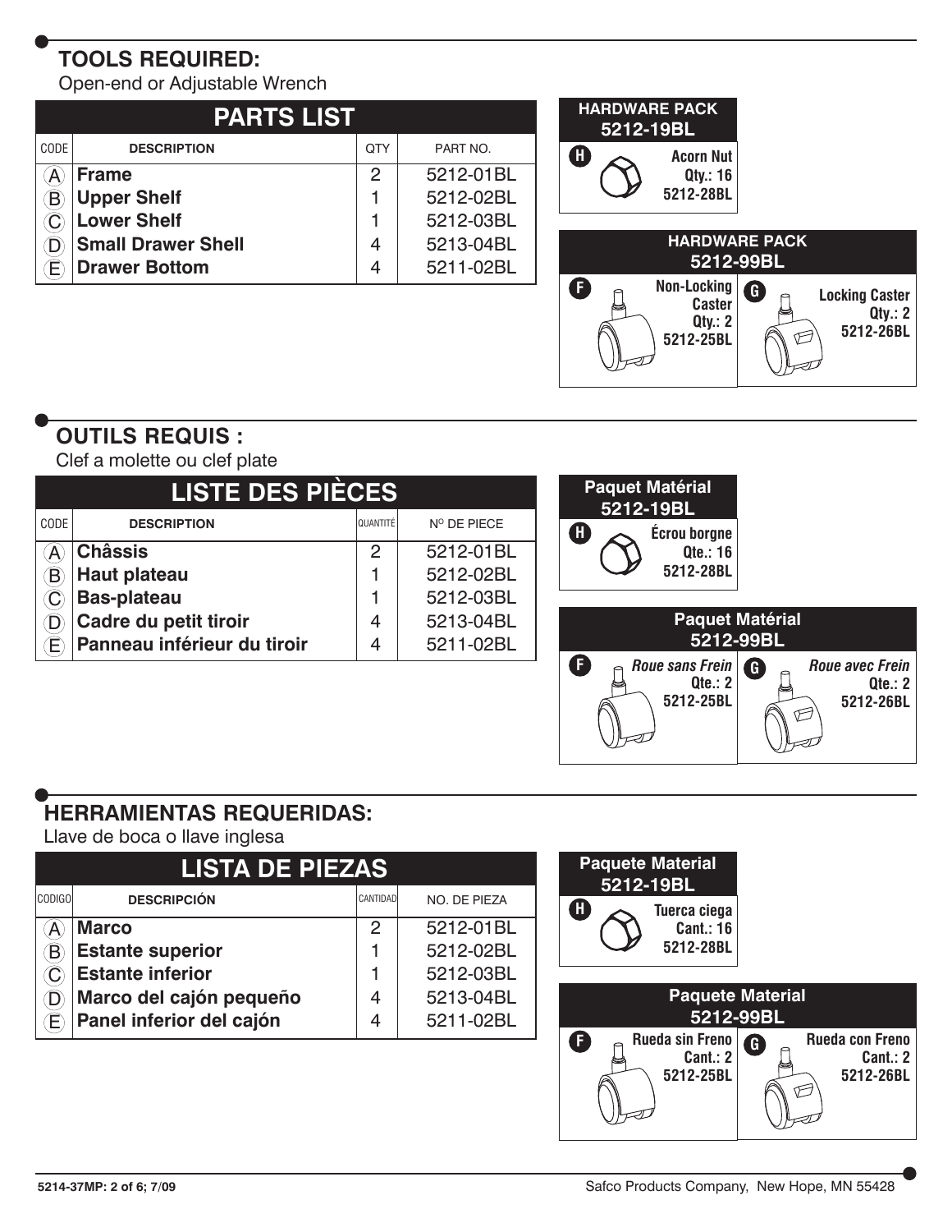## TOOLS REQUIRED:

Open-end or Adjustable Wrench

| PARTS LIST | | | |
|---|---|---|---|
| CODE | DESCRIPTION | QTY | PART NO. |
| A | **Frame** | 2 | 5212-01BL |
| B | **Upper Shelf** | 1 | 5212-02BL |
| C | **Lower Shelf** | 1 | 5212-03BL |
| D | **Small Drawer Shell** | 4 | 5213-04BL |
| E | **Drawer Bottom** | 4 | 5211-02BL |

**HARDWARE PACK 5212-19BL**

- **H** — Acorn Nut, Qty.: 16, 5212-28BL

**HARDWARE PACK 5212-99BL**

- **F** — Non-Locking Caster, Qty.: 2, 5212-25BL
- **G** — Locking Caster, Qty.: 2, 5212-26BL

## OUTILS REQUIS :

Clef a molette ou clef plate

| LISTE DES PIÈCES | | | |
|---|---|---|---|
| CODE | DESCRIPTION | QUANTITÉ | Nº DE PIECE |
| A | **Châssis** | 2 | 5212-01BL |
| B | **Haut plateau** | 1 | 5212-02BL |
| C | **Bas-plateau** | 1 | 5212-03BL |
| D | **Cadre du petit tiroir** | 4 | 5213-04BL |
| E | **Panneau inférieur du tiroir** | 4 | 5211-02BL |

**Paquet Matérial 5212-19BL**

- **H** — Écrou borgne, Qte.: 16, 5212-28BL

**Paquet Matérial 5212-99BL**

- **F** — *Roue sans Frein*, Qte.: 2, 5212-25BL
- **G** — *Roue avec Frein*, Qte.: 2, 5212-26BL

## HERRAMIENTAS REQUERIDAS:

Llave de boca o llave inglesa

| LISTA DE PIEZAS | | | |
|---|---|---|---|
| CODIGO | DESCRIPCIÓN | CANTIDAD | NO. DE PIEZA |
| A | **Marco** | 2 | 5212-01BL |
| B | **Estante superior** | 1 | 5212-02BL |
| C | **Estante inferior** | 1 | 5212-03BL |
| D | **Marco del cajón pequeño** | 4 | 5213-04BL |
| E | **Panel inferior del cajón** | 4 | 5211-02BL |

**Paquete Material 5212-19BL**

- **H** — Tuerca ciega, Cant.: 16, 5212-28BL

**Paquete Material 5212-99BL**

- **F** — Rueda sin Freno, Cant.: 2, 5212-25BL
- **G** — Rueda con Freno, Cant.: 2, 5212-26BL

5214-37MP: 2 of 6; 7/09

Safco Products Company, New Hope, MN 55428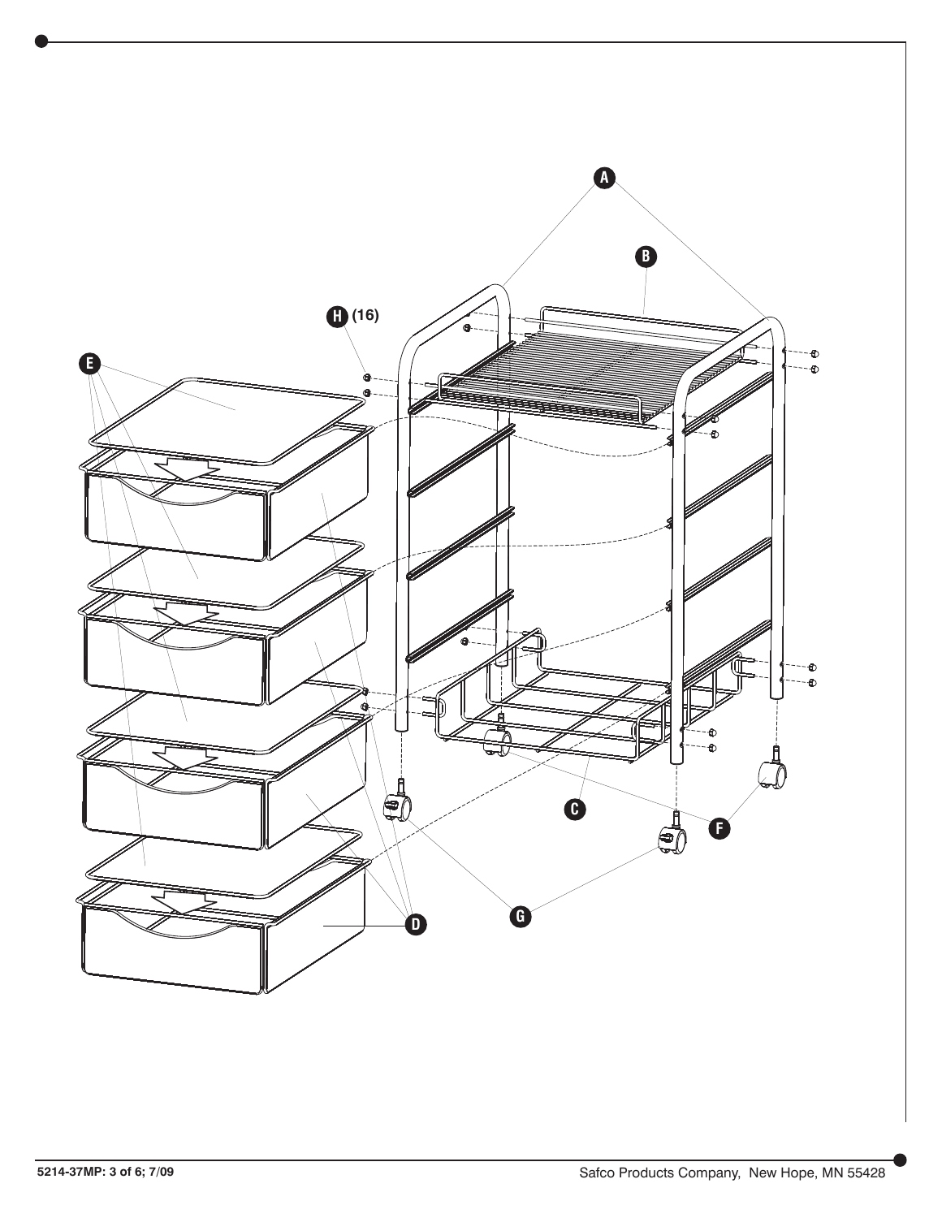A

B

H (16)

E

C

F

G

D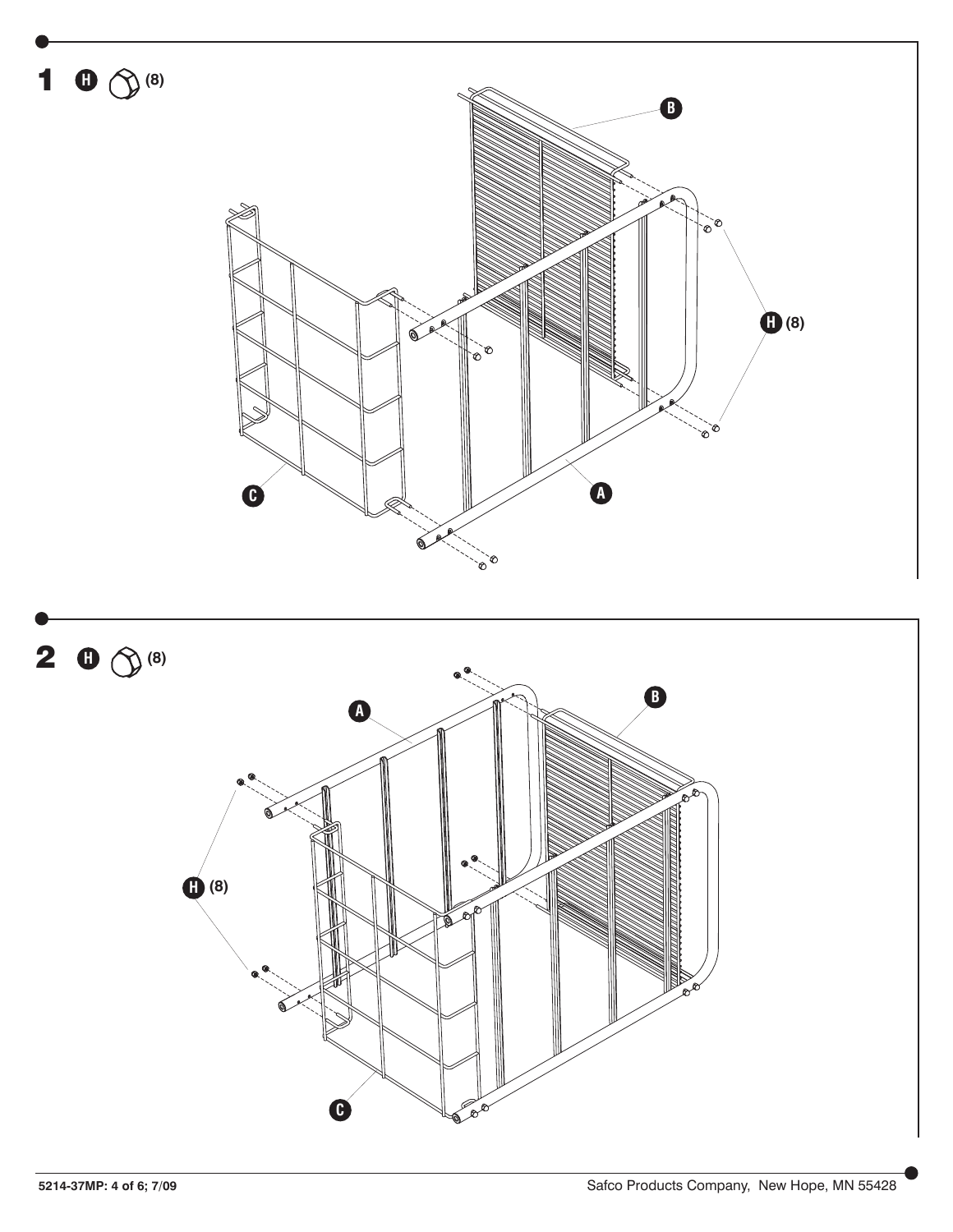**1** H (8)

B

H (8)

C

A

**2** H (8)

A

B

H (8)

C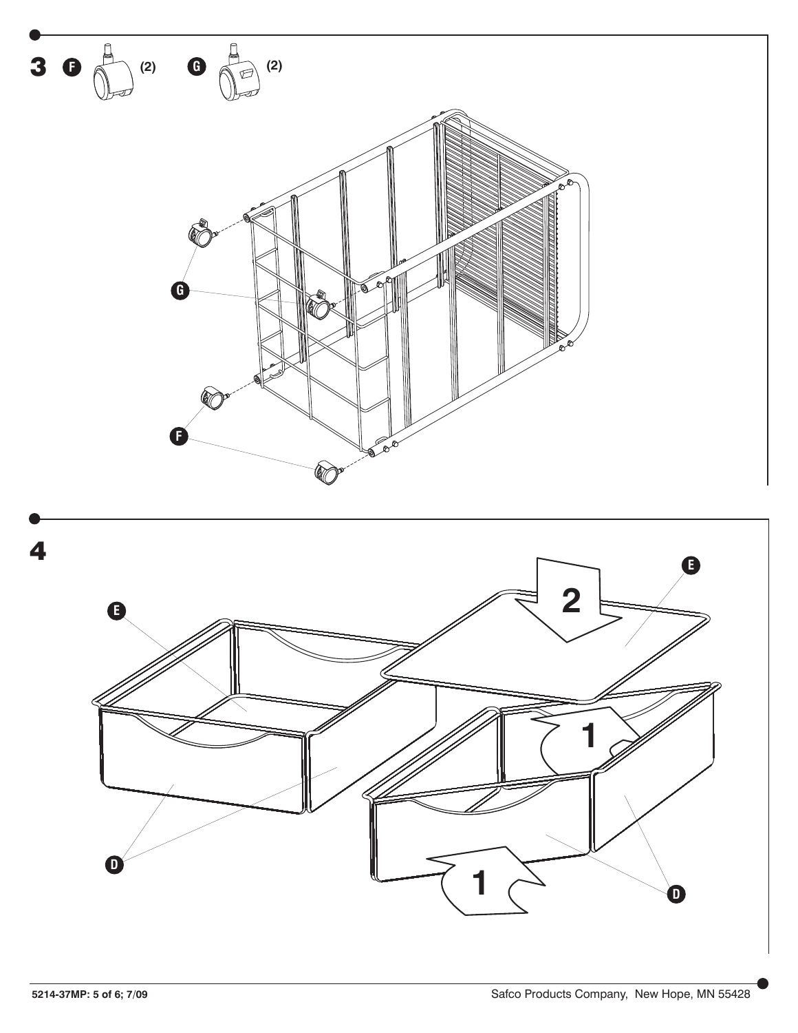**3** **F** (2) **G** (2)

G

F

**4**

E

E

2

1

1

D

D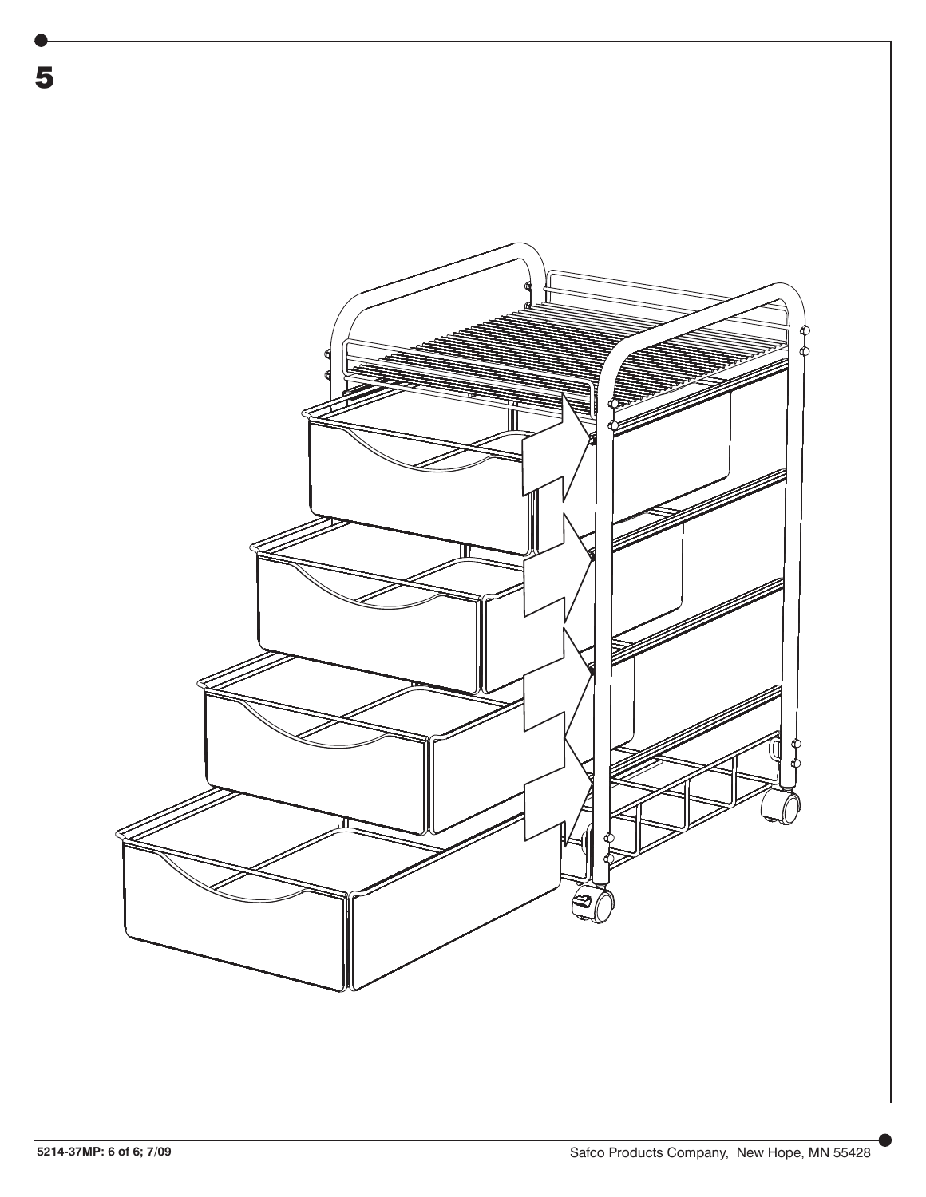# 5